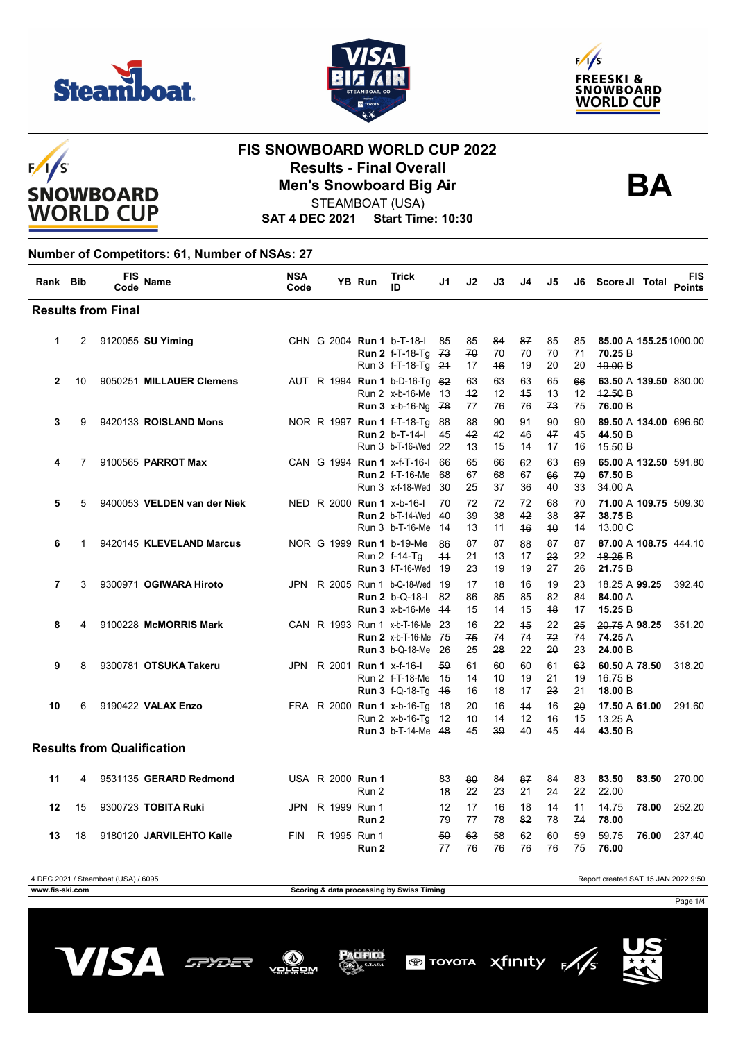# FIS SNOWBOARD WORLD CUP 2022

## Results - Final Overall

## Men's Snowboard Big Air

STEAMBOAT (USA)

**SAT 4 DEC 2021 Start Time: 10:30**

**BA**

### Number of Competitors: 61, Number of NSAs: 27

| Rank | Bib | FIS Code | Name | NSA Code | YB | Run | Trick ID | J1 | J2 | J3 | J4 | J5 | J6 | Score | JI | Total | FIS Points |
|---|---|---|---|---|---|---|---|---|---|---|---|---|---|---|---|---|---|
| **Results from Final** | | | | | | | | | | | | | | | | | |
| 1 | 2 | 9120055 | **SU Yiming** | CHN | G 2004 | **Run 1** | b-T-18-I | 85 | 85 | ~~84~~ | ~~87~~ | 85 | 85 | **85.00** | A | **155.25** | 1000.00 |
| | | | | | | **Run 2** | f-T-18-Tg | ~~73~~ | ~~70~~ | 70 | 70 | 70 | 71 | **70.25** | B | | |
| | | | | | | Run 3 | f-T-18-Tg | ~~21~~ | 17 | ~~16~~ | 19 | 20 | 20 | ~~19.00~~ | B | | |
| 2 | 10 | 9050251 | **MILLAUER Clemens** | AUT | R 1994 | **Run 1** | b-D-16-Tg | ~~62~~ | 63 | 63 | 63 | 65 | ~~66~~ | **63.50** | A | **139.50** | 830.00 |
| | | | | | | Run 2 | x-b-16-Me | 13 | ~~12~~ | 12 | ~~15~~ | 13 | 12 | ~~12.50~~ | B | | |
| | | | | | | **Run 3** | x-b-16-Ng | ~~78~~ | 77 | 76 | 76 | ~~73~~ | 75 | **76.00** | B | | |
| 3 | 9 | 9420133 | **ROISLAND Mons** | NOR | R 1997 | **Run 1** | f-T-18-Tg | ~~88~~ | 88 | 90 | ~~91~~ | 90 | 90 | **89.50** | A | **134.00** | 696.60 |
| | | | | | | **Run 2** | b-T-14-I | 45 | ~~42~~ | 42 | 46 | ~~47~~ | 45 | **44.50** | B | | |
| | | | | | | Run 3 | b-T-16-Wed | ~~22~~ | ~~13~~ | 15 | 14 | 17 | 16 | ~~15.50~~ | B | | |
| 4 | 7 | 9100565 | **PARROT Max** | CAN | G 1994 | **Run 1** | x-f-T-16-I | 66 | 65 | 66 | ~~62~~ | 63 | ~~69~~ | **65.00** | A | **132.50** | 591.80 |
| | | | | | | **Run 2** | f-T-16-Me | 68 | 67 | 68 | 67 | ~~66~~ | ~~70~~ | **67.50** | B | | |
| | | | | | | Run 3 | x-f-18-Wed | 30 | ~~25~~ | 37 | 36 | ~~40~~ | 33 | ~~34.00~~ | A | | |
| 5 | 5 | 9400053 | **VELDEN van der Niek** | NED | R 2000 | **Run 1** | x-b-16-I | 70 | 72 | 72 | ~~72~~ | ~~68~~ | 70 | **71.00** | A | **109.75** | 509.30 |
| | | | | | | **Run 2** | b-T-14-Wed | 40 | 39 | 38 | ~~42~~ | 38 | ~~37~~ | **38.75** | B | | |
| | | | | | | Run 3 | b-T-16-Me | 14 | 13 | 11 | ~~16~~ | ~~10~~ | 14 | 13.00 | C | | |
| 6 | 1 | 9420145 | **KLEVELAND Marcus** | NOR | G 1999 | **Run 1** | b-19-Me | ~~86~~ | 87 | 87 | ~~88~~ | 87 | 87 | **87.00** | A | **108.75** | 444.10 |
| | | | | | | Run 2 | f-14-Tg | ~~11~~ | 21 | 13 | 17 | ~~23~~ | 22 | ~~18.25~~ | B | | |
| | | | | | | **Run 3** | f-T-16-Wed | ~~19~~ | 23 | 19 | 19 | ~~27~~ | 26 | **21.75** | B | | |
| 7 | 3 | 9300971 | **OGIWARA Hiroto** | JPN | R 2005 | Run 1 | b-Q-18-Wed | 19 | 17 | 18 | ~~16~~ | 19 | ~~23~~ | ~~18.25~~ | A | **99.25** | 392.40 |
| | | | | | | **Run 2** | b-Q-18-I | ~~82~~ | ~~86~~ | 85 | 85 | 82 | 84 | **84.00** | A | | |
| | | | | | | **Run 3** | x-b-16-Me | ~~14~~ | 15 | 14 | 15 | ~~18~~ | 17 | **15.25** | B | | |
| 8 | 4 | 9100228 | **McMORRIS Mark** | CAN | R 1993 | Run 1 | x-b-T-16-Me | 23 | 16 | 22 | ~~15~~ | 22 | ~~25~~ | ~~20.75~~ | A | **98.25** | 351.20 |
| | | | | | | **Run 2** | x-b-T-16-Me | 75 | ~~75~~ | 74 | 74 | ~~72~~ | 74 | **74.25** | A | | |
| | | | | | | **Run 3** | b-Q-18-Me | 26 | 25 | ~~28~~ | 22 | ~~20~~ | 23 | **24.00** | B | | |
| 9 | 8 | 9300781 | **OTSUKA Takeru** | JPN | R 2001 | **Run 1** | x-f-16-I | ~~59~~ | 61 | 60 | 60 | 61 | ~~63~~ | **60.50** | A | **78.50** | 318.20 |
| | | | | | | Run 2 | f-T-18-Me | 15 | 14 | ~~10~~ | 19 | ~~21~~ | 19 | ~~16.75~~ | B | | |
| | | | | | | **Run 3** | f-Q-18-Tg | ~~16~~ | 16 | 18 | 17 | ~~23~~ | 21 | **18.00** | B | | |
| 10 | 6 | 9190422 | **VALAX Enzo** | FRA | R 2000 | **Run 1** | x-b-16-Tg | 18 | 20 | 16 | ~~14~~ | 16 | ~~20~~ | **17.50** | A | **61.00** | 291.60 |
| | | | | | | Run 2 | x-b-16-Tg | 12 | ~~10~~ | 14 | 12 | ~~16~~ | 15 | ~~13.25~~ | A | | |
| | | | | | | **Run 3** | b-T-14-Me | ~~48~~ | 45 | ~~39~~ | 40 | 45 | 44 | **43.50** | B | | |
| **Results from Qualification** | | | | | | | | | | | | | | | | | |
| 11 | 4 | 9531135 | **GERARD Redmond** | USA | R 2000 | **Run 1** | | 83 | ~~80~~ | 84 | ~~87~~ | 84 | 83 | **83.50** | | **83.50** | 270.00 |
| | | | | | | Run 2 | | ~~18~~ | 22 | 23 | 21 | ~~24~~ | 22 | 22.00 | | | |
| 12 | 15 | 9300723 | **TOBITA Ruki** | JPN | R 1999 | Run 1 | | 12 | 17 | 16 | ~~18~~ | 14 | ~~11~~ | 14.75 | | **78.00** | 252.20 |
| | | | | | | **Run 2** | | 79 | 77 | 78 | ~~82~~ | 78 | ~~74~~ | **78.00** | | | |
| 13 | 18 | 9180120 | **JARVILEHTO Kalle** | FIN | R 1995 | Run 1 | | ~~50~~ | ~~63~~ | 58 | 62 | 60 | 59 | 59.75 | | **76.00** | 237.40 |
| | | | | | | **Run 2** | | ~~77~~ | 76 | 76 | 76 | 76 | ~~75~~ | **76.00** | | | |

4 DEC 2021 / Steamboat (USA) / 6095

Report created SAT 15 JAN 2022 9:50

www.fis-ski.com

Scoring & data processing by Swiss Timing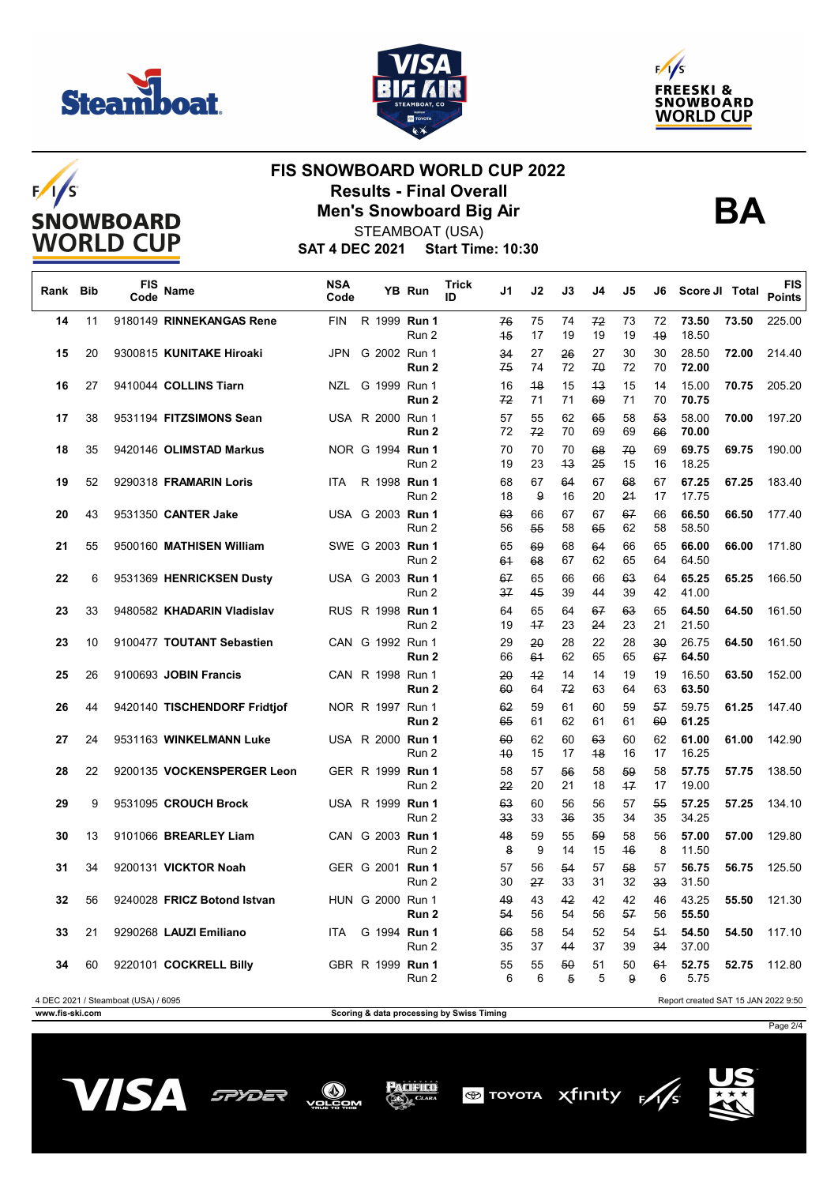# FIS SNOWBOARD WORLD CUP 2022

## Results - Final Overall

## Men's Snowboard Big Air

**BA**

STEAMBOAT (USA)

**SAT 4 DEC 2021 Start Time: 10:30**

| Rank | Bib | FIS Code | Name | NSA Code | | YB | Run | Trick ID | J1 | J2 | J3 | J4 | J5 | J6 | Score JI | Total | FIS Points |
|---|---|---|---|---|---|---|---|---|---|---|---|---|---|---|---|---|---|
| 14 | 11 | 9180149 | **RINNEKANGAS Rene** | FIN | R | 1999 | **Run 1** | | ~~76~~ | 75 | 74 | ~~72~~ | 73 | 72 | **73.50** | **73.50** | 225.00 |
| | | | | | | | Run 2 | | ~~15~~ | 17 | 19 | 19 | 19 | ~~19~~ | 18.50 | | |
| 15 | 20 | 9300815 | **KUNITAKE Hiroaki** | JPN | G | 2002 | Run 1 | | ~~34~~ | 27 | ~~26~~ | 27 | 30 | 30 | 28.50 | **72.00** | 214.40 |
| | | | | | | | **Run 2** | | ~~75~~ | 74 | 72 | ~~70~~ | 72 | 70 | **72.00** | | |
| 16 | 27 | 9410044 | **COLLINS Tiarn** | NZL | G | 1999 | Run 1 | | 16 | ~~18~~ | 15 | ~~13~~ | 15 | 14 | 15.00 | **70.75** | 205.20 |
| | | | | | | | **Run 2** | | ~~72~~ | 71 | 71 | ~~69~~ | 71 | 70 | **70.75** | | |
| 17 | 38 | 9531194 | **FITZSIMONS Sean** | USA | R | 2000 | Run 1 | | 57 | 55 | 62 | ~~65~~ | 58 | ~~53~~ | 58.00 | **70.00** | 197.20 |
| | | | | | | | **Run 2** | | 72 | ~~72~~ | 70 | 69 | 69 | ~~66~~ | **70.00** | | |
| 18 | 35 | 9420146 | **OLIMSTAD Markus** | NOR | G | 1994 | **Run 1** | | 70 | 70 | 70 | ~~68~~ | ~~70~~ | 69 | **69.75** | **69.75** | 190.00 |
| | | | | | | | Run 2 | | 19 | 23 | ~~13~~ | ~~25~~ | 15 | 16 | 18.25 | | |
| 19 | 52 | 9290318 | **FRAMARIN Loris** | ITA | R | 1998 | **Run 1** | | 68 | 67 | ~~64~~ | 67 | ~~68~~ | 67 | **67.25** | **67.25** | 183.40 |
| | | | | | | | Run 2 | | 18 | ~~9~~ | 16 | 20 | ~~21~~ | 17 | 17.75 | | |
| 20 | 43 | 9531350 | **CANTER Jake** | USA | G | 2003 | **Run 1** | | ~~63~~ | 66 | 67 | 67 | ~~67~~ | 66 | **66.50** | **66.50** | 177.40 |
| | | | | | | | Run 2 | | 56 | ~~55~~ | 58 | ~~65~~ | 62 | 58 | 58.50 | | |
| 21 | 55 | 9500160 | **MATHISEN William** | SWE | G | 2003 | **Run 1** | | 65 | ~~69~~ | 68 | ~~64~~ | 66 | 65 | **66.00** | **66.00** | 171.80 |
| | | | | | | | Run 2 | | ~~61~~ | ~~68~~ | 67 | 62 | 65 | 64 | 64.50 | | |
| 22 | 6 | 9531369 | **HENRICKSEN Dusty** | USA | G | 2003 | **Run 1** | | ~~67~~ | 65 | 66 | 66 | ~~63~~ | 64 | **65.25** | **65.25** | 166.50 |
| | | | | | | | Run 2 | | ~~37~~ | ~~45~~ | 39 | 44 | 39 | 42 | 41.00 | | |
| 23 | 33 | 9480582 | **KHADARIN Vladislav** | RUS | R | 1998 | **Run 1** | | 64 | 65 | 64 | ~~67~~ | ~~63~~ | 65 | **64.50** | **64.50** | 161.50 |
| | | | | | | | Run 2 | | 19 | ~~17~~ | 23 | ~~24~~ | 23 | 21 | 21.50 | | |
| 23 | 10 | 9100477 | **TOUTANT Sebastien** | CAN | G | 1992 | Run 1 | | 29 | ~~20~~ | 28 | 22 | 28 | ~~30~~ | 26.75 | **64.50** | 161.50 |
| | | | | | | | **Run 2** | | 66 | ~~61~~ | 62 | 65 | 65 | ~~67~~ | **64.50** | | |
| 25 | 26 | 9100693 | **JOBIN Francis** | CAN | R | 1998 | Run 1 | | ~~20~~ | ~~12~~ | 14 | 14 | 19 | 19 | 16.50 | **63.50** | 152.00 |
| | | | | | | | **Run 2** | | ~~60~~ | 64 | ~~72~~ | 63 | 64 | 63 | **63.50** | | |
| 26 | 44 | 9420140 | **TISCHENDORF Fridtjof** | NOR | R | 1997 | Run 1 | | ~~62~~ | 59 | 61 | 60 | 59 | ~~57~~ | 59.75 | **61.25** | 147.40 |
| | | | | | | | **Run 2** | | ~~65~~ | 61 | 62 | 61 | 61 | ~~60~~ | **61.25** | | |
| 27 | 24 | 9531163 | **WINKELMANN Luke** | USA | R | 2000 | **Run 1** | | ~~60~~ | 62 | 60 | ~~63~~ | 60 | 62 | **61.00** | **61.00** | 142.90 |
| | | | | | | | Run 2 | | ~~10~~ | 15 | 17 | ~~18~~ | 16 | 17 | 16.25 | | |
| 28 | 22 | 9200135 | **VOCKENSPERGER Leon** | GER | R | 1999 | **Run 1** | | 58 | 57 | ~~56~~ | 58 | ~~59~~ | 58 | **57.75** | **57.75** | 138.50 |
| | | | | | | | Run 2 | | ~~22~~ | 20 | 21 | 18 | ~~17~~ | 17 | 19.00 | | |
| 29 | 9 | 9531095 | **CROUCH Brock** | USA | R | 1999 | **Run 1** | | ~~63~~ | 60 | 56 | 56 | 57 | ~~55~~ | **57.25** | **57.25** | 134.10 |
| | | | | | | | Run 2 | | ~~33~~ | 33 | ~~36~~ | 35 | 34 | 35 | 34.25 | | |
| 30 | 13 | 9101066 | **BREARLEY Liam** | CAN | G | 2003 | **Run 1** | | ~~48~~ | 59 | 55 | ~~59~~ | 58 | 56 | **57.00** | **57.00** | 129.80 |
| | | | | | | | Run 2 | | ~~8~~ | 9 | 14 | 15 | ~~16~~ | 8 | 11.50 | | |
| 31 | 34 | 9200131 | **VICKTOR Noah** | GER | G | 2001 | **Run 1** | | 57 | 56 | ~~54~~ | 57 | ~~58~~ | 57 | **56.75** | **56.75** | 125.50 |
| | | | | | | | Run 2 | | 30 | ~~27~~ | 33 | 31 | 32 | ~~33~~ | 31.50 | | |
| 32 | 56 | 9240028 | **FRICZ Botond Istvan** | HUN | G | 2000 | Run 1 | | ~~49~~ | 43 | ~~42~~ | 42 | 42 | 46 | 43.25 | **55.50** | 121.30 |
| | | | | | | | **Run 2** | | ~~54~~ | 56 | 54 | 56 | ~~57~~ | 56 | **55.50** | | |
| 33 | 21 | 9290268 | **LAUZI Emiliano** | ITA | G | 1994 | **Run 1** | | ~~66~~ | 58 | 54 | 52 | 54 | ~~51~~ | **54.50** | **54.50** | 117.10 |
| | | | | | | | Run 2 | | 35 | 37 | ~~44~~ | 37 | 39 | ~~34~~ | 37.00 | | |
| 34 | 60 | 9220101 | **COCKRELL Billy** | GBR | R | 1999 | **Run 1** | | 55 | 55 | ~~50~~ | 51 | 50 | ~~61~~ | **52.75** | **52.75** | 112.80 |
| | | | | | | | Run 2 | | 6 | 6 | ~~5~~ | 5 | ~~9~~ | 6 | 5.75 | | |

4 DEC 2021 / Steamboat (USA) / 6095

Report created SAT 15 JAN 2022 9:50

www.fis-ski.com

Scoring & data processing by Swiss Timing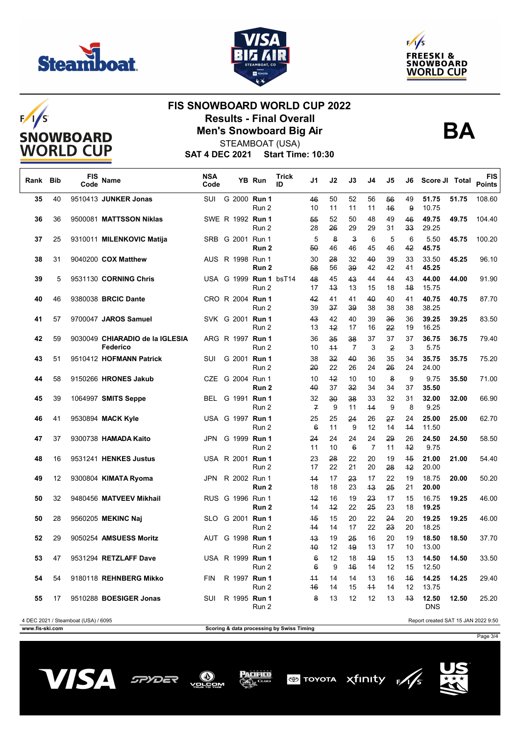# FIS SNOWBOARD WORLD CUP 2022

## Results - Final Overall

## Men's Snowboard Big Air

STEAMBOAT (USA)

**SAT 4 DEC 2021 Start Time: 10:30**

**BA**

| Rank | Bib | FIS Code | Name | NSA Code | YB | Run | Trick ID | J1 | J2 | J3 | J4 | J5 | J6 | Score JI | Total | FIS Points |
|---|---|---|---|---|---|---|---|---|---|---|---|---|---|---|---|---|
| 35 | 40 | 9510413 | **JUNKER Jonas** | SUI | G 2000 | **Run 1** | | ~~46~~ | 50 | 52 | 56 | ~~56~~ | 49 | **51.75** | **51.75** | 108.60 |
| | | | | | | Run 2 | | 10 | 11 | 11 | 11 | ~~16~~ | ~~9~~ | 10.75 | | |
| 36 | 36 | 9500081 | **MATTSSON Niklas** | SWE | R 1992 | **Run 1** | | ~~55~~ | 52 | 50 | 48 | 49 | ~~46~~ | **49.75** | **49.75** | 104.40 |
| | | | | | | Run 2 | | 28 | ~~26~~ | 29 | 29 | 31 | ~~33~~ | 29.25 | | |
| 37 | 25 | 9310011 | **MILENKOVIC Matija** | SRB | G 2001 | Run 1 | | 5 | ~~8~~ | ~~3~~ | 6 | 5 | 6 | 5.50 | **45.75** | 100.20 |
| | | | | | | **Run 2** | | ~~50~~ | 46 | 46 | 45 | 46 | ~~42~~ | **45.75** | | |
| 38 | 31 | 9040200 | **COX Matthew** | AUS | R 1998 | Run 1 | | 30 | ~~28~~ | 32 | ~~40~~ | 39 | 33 | 33.50 | **45.25** | 96.10 |
| | | | | | | **Run 2** | | ~~58~~ | 56 | ~~39~~ | 42 | 42 | 41 | **45.25** | | |
| 39 | 5 | 9531130 | **CORNING Chris** | USA | G 1999 | **Run 1** | bsT14 | ~~48~~ | 45 | ~~43~~ | 44 | 44 | 43 | **44.00** | **44.00** | 91.90 |
| | | | | | | Run 2 | | 17 | ~~13~~ | 13 | 15 | 18 | ~~18~~ | 15.75 | | |
| 40 | 46 | 9380038 | **BRCIC Dante** | CRO | R 2004 | **Run 1** | | ~~42~~ | 41 | 41 | ~~40~~ | 40 | 41 | **40.75** | **40.75** | 87.70 |
| | | | | | | Run 2 | | 39 | ~~37~~ | ~~39~~ | 38 | 38 | 38 | 38.25 | | |
| 41 | 57 | 9700047 | **JAROS Samuel** | SVK | G 2001 | **Run 1** | | ~~43~~ | 42 | 40 | 39 | ~~36~~ | 36 | **39.25** | **39.25** | 83.50 |
| | | | | | | Run 2 | | 13 | ~~12~~ | 17 | 16 | ~~22~~ | 19 | 16.25 | | |
| 42 | 59 | 9030049 | **CHIARADIO de la IGLESIA Federico** | ARG | R 1997 | **Run 1** | | 36 | ~~35~~ | ~~38~~ | 37 | 37 | 37 | **36.75** | **36.75** | 79.40 |
| | | | | | | Run 2 | | 10 | ~~11~~ | 7 | 3 | ~~2~~ | 3 | 5.75 | | |
| 43 | 51 | 9510412 | **HOFMANN Patrick** | SUI | G 2001 | **Run 1** | | 38 | ~~32~~ | ~~40~~ | 36 | 35 | 34 | **35.75** | **35.75** | 75.20 |
| | | | | | | Run 2 | | ~~20~~ | 22 | 26 | 24 | ~~26~~ | 24 | 24.00 | | |
| 44 | 58 | 9150266 | **HRONES Jakub** | CZE | G 2004 | Run 1 | | 10 | ~~12~~ | 10 | 10 | ~~8~~ | 9 | 9.75 | **35.50** | 71.00 |
| | | | | | | **Run 2** | | ~~40~~ | 37 | ~~32~~ | 34 | 34 | 37 | **35.50** | | |
| 45 | 39 | 1064997 | **SMITS Seppe** | BEL | G 1991 | **Run 1** | | 32 | ~~30~~ | ~~38~~ | 33 | 32 | 31 | **32.00** | **32.00** | 66.90 |
| | | | | | | Run 2 | | ~~7~~ | 9 | 11 | ~~14~~ | 9 | 8 | 9.25 | | |
| 46 | 41 | 9530894 | **MACK Kyle** | USA | G 1997 | **Run 1** | | 25 | 25 | ~~24~~ | 26 | ~~27~~ | 24 | **25.00** | **25.00** | 62.70 |
| | | | | | | Run 2 | | ~~6~~ | 11 | 9 | 12 | 14 | ~~14~~ | 11.50 | | |
| 47 | 37 | 9300738 | **HAMADA Kaito** | JPN | G 1999 | **Run 1** | | ~~24~~ | 24 | 24 | 24 | ~~29~~ | 26 | **24.50** | **24.50** | 58.50 |
| | | | | | | Run 2 | | 11 | 10 | ~~6~~ | 7 | 11 | ~~12~~ | 9.75 | | |
| 48 | 16 | 9531241 | **HENKES Justus** | USA | R 2001 | **Run 1** | | 23 | ~~28~~ | 22 | 20 | 19 | ~~15~~ | **21.00** | **21.00** | 54.40 |
| | | | | | | Run 2 | | 17 | 22 | 21 | 20 | ~~28~~ | ~~12~~ | 20.00 | | |
| 49 | 12 | 9300804 | **KIMATA Ryoma** | JPN | R 2002 | Run 1 | | ~~14~~ | 17 | ~~23~~ | 17 | 22 | 19 | 18.75 | **20.00** | 50.20 |
| | | | | | | **Run 2** | | 18 | 18 | 23 | ~~13~~ | ~~25~~ | 21 | **20.00** | | |
| 50 | 32 | 9480456 | **MATVEEV Mikhail** | RUS | G 1996 | Run 1 | | ~~12~~ | 16 | 19 | ~~23~~ | 17 | 15 | 16.75 | **19.25** | 46.00 |
| | | | | | | **Run 2** | | 14 | ~~12~~ | 22 | ~~25~~ | 23 | 18 | **19.25** | | |
| 50 | 28 | 9560205 | **MEKINC Naj** | SLO | G 2001 | **Run 1** | | ~~15~~ | 15 | 20 | 22 | ~~24~~ | 20 | **19.25** | **19.25** | 46.00 |
| | | | | | | Run 2 | | ~~14~~ | 14 | 17 | 22 | ~~23~~ | 20 | 18.25 | | |
| 52 | 29 | 9050254 | **AMSUESS Moritz** | AUT | G 1998 | **Run 1** | | ~~13~~ | 19 | ~~25~~ | 16 | 20 | 19 | **18.50** | **18.50** | 37.70 |
| | | | | | | Run 2 | | ~~10~~ | 12 | ~~19~~ | 13 | 17 | 10 | 13.00 | | |
| 53 | 47 | 9531294 | **RETZLAFF Dave** | USA | R 1999 | **Run 1** | | ~~6~~ | 12 | 18 | ~~19~~ | 15 | 13 | **14.50** | **14.50** | 33.50 |
| | | | | | | Run 2 | | ~~6~~ | 9 | ~~16~~ | 14 | 12 | 15 | 12.50 | | |
| 54 | 54 | 9180118 | **REHNBERG Mikko** | FIN | R 1997 | **Run 1** | | ~~11~~ | 14 | 14 | 13 | 16 | ~~16~~ | **14.25** | **14.25** | 29.40 |
| | | | | | | Run 2 | | ~~16~~ | 14 | 15 | ~~11~~ | 14 | 12 | 13.75 | | |
| 55 | 17 | 9510288 | **BOESIGER Jonas** | SUI | R 1995 | **Run 1** | | ~~8~~ | 13 | 12 | 12 | 13 | ~~13~~ | **12.50** | **12.50** | 25.20 |
| | | | | | | Run 2 | | | | | | | | DNS | | |

4 DEC 2021 / Steamboat (USA) / 6095

Report created SAT 15 JAN 2022 9:50

www.fis-ski.com

Scoring & data processing by Swiss Timing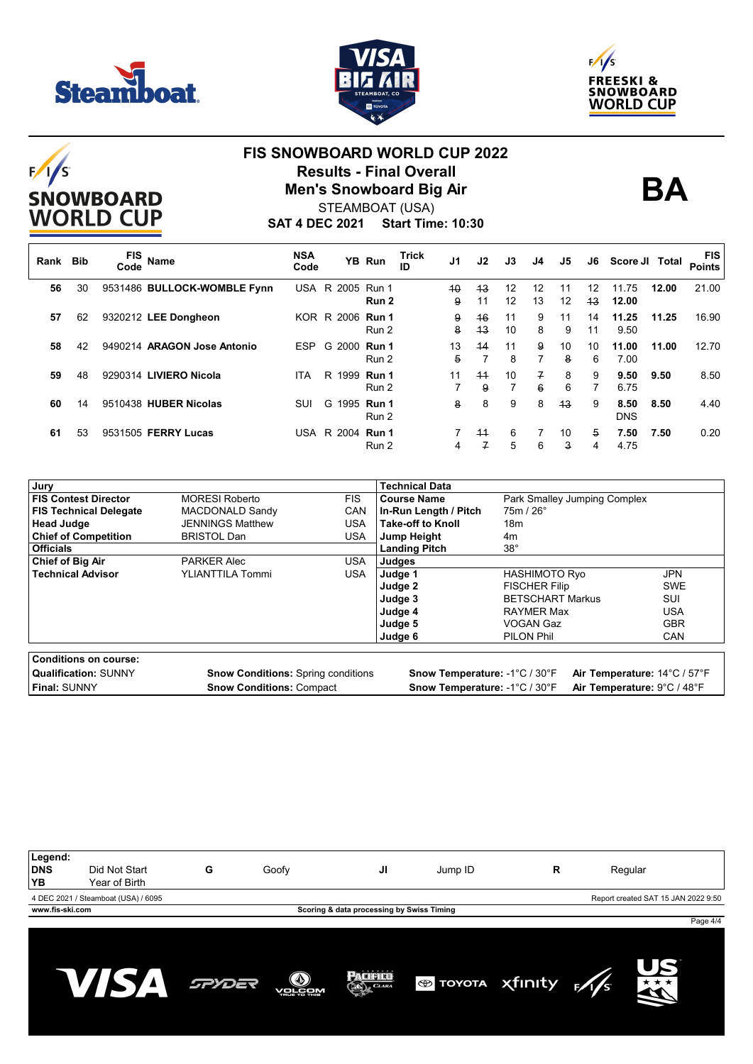# FIS SNOWBOARD WORLD CUP 2022

## Results - Final Overall

## Men's Snowboard Big Air

STEAMBOAT (USA)

**SAT 4 DEC 2021 Start Time: 10:30**

**BA**

| Rank | Bib | FIS Code | Name | NSA Code | | YB | Run | Trick ID | J1 | J2 | J3 | J4 | J5 | J6 | Score JI | Total | FIS Points |
|---|---|---|---|---|---|---|---|---|---|---|---|---|---|---|---|---|---|
| 56 | 30 | 9531486 | **BULLOCK-WOMBLE Fynn** | USA | R | 2005 | Run 1 | | ~~10~~ | ~~13~~ | 12 | 12 | 11 | 12 | 11.75 | **12.00** | 21.00 |
| | | | | | | | **Run 2** | | ~~9~~ | 11 | 12 | 13 | 12 | ~~13~~ | **12.00** | | |
| 57 | 62 | 9320212 | **LEE Dongheon** | KOR | R | 2006 | **Run 1** | | ~~9~~ | ~~16~~ | 11 | 9 | 11 | 14 | **11.25** | **11.25** | 16.90 |
| | | | | | | | Run 2 | | ~~8~~ | ~~13~~ | 10 | 8 | 9 | 11 | 9.50 | | |
| 58 | 42 | 9490214 | **ARAGON Jose Antonio** | ESP | G | 2000 | **Run 1** | | 13 | ~~14~~ | 11 | ~~9~~ | 10 | 10 | **11.00** | **11.00** | 12.70 |
| | | | | | | | Run 2 | | ~~5~~ | 7 | 8 | 7 | ~~8~~ | 6 | 7.00 | | |
| 59 | 48 | 9290314 | **LIVIERO Nicola** | ITA | R | 1999 | **Run 1** | | 11 | ~~11~~ | 10 | ~~7~~ | 8 | 9 | **9.50** | **9.50** | 8.50 |
| | | | | | | | Run 2 | | 7 | ~~9~~ | 7 | ~~6~~ | 6 | 7 | 6.75 | | |
| 60 | 14 | 9510438 | **HUBER Nicolas** | SUI | G | 1995 | **Run 1** | | ~~8~~ | 8 | 9 | 8 | ~~13~~ | 9 | **8.50** | **8.50** | 4.40 |
| | | | | | | | Run 2 | | | | | | | | DNS | | |
| 61 | 53 | 9531505 | **FERRY Lucas** | USA | R | 2004 | **Run 1** | | 7 | ~~11~~ | 6 | 7 | 10 | ~~5~~ | **7.50** | **7.50** | 0.20 |
| | | | | | | | Run 2 | | 4 | ~~7~~ | 5 | 6 | ~~3~~ | 4 | 4.75 | | |

| Jury | | |
|---|---|---|
| **FIS Contest Director** | MORESI Roberto | FIS |
| **FIS Technical Delegate** | MACDONALD Sandy | CAN |
| **Head Judge** | JENNINGS Matthew | USA |
| **Chief of Competition** | BRISTOL Dan | USA |
| **Officials** | | |
| **Chief of Big Air** | PARKER Alec | USA |
| **Technical Advisor** | YLIANTTILA Tommi | USA |

| Technical Data | | |
|---|---|---|
| **Course Name** | Park Smalley Jumping Complex | |
| **In-Run Length / Pitch** | 75m / 26° | |
| **Take-off to Knoll** | 18m | |
| **Jump Height** | 4m | |
| **Landing Pitch** | 38° | |
| **Judges** | | |
| **Judge 1** | HASHIMOTO Ryo | JPN |
| **Judge 2** | FISCHER Filip | SWE |
| **Judge 3** | BETSCHART Markus | SUI |
| **Judge 4** | RAYMER Max | USA |
| **Judge 5** | VOGAN Gaz | GBR |
| **Judge 6** | PILON Phil | CAN |

| Conditions on course: | | | |
|---|---|---|---|
| **Qualification:** SUNNY | **Snow Conditions:** Spring conditions | **Snow Temperature:** -1°C / 30°F | **Air Temperature:** 14°C / 57°F |
| **Final:** SUNNY | **Snow Conditions:** Compact | **Snow Temperature:** -1°C / 30°F | **Air Temperature:** 9°C / 48°F |

| Legend: | | | | | | | |
|---|---|---|---|---|---|---|---|
| **DNS** | Did Not Start | **G** | Goofy | **JI** | Jump ID | **R** | Regular |
| **YB** | Year of Birth | | | | | | |

4 DEC 2021 / Steamboat (USA) / 6095 — Report created SAT 15 JAN 2022 9:50

www.fis-ski.com — Scoring & data processing by Swiss Timing